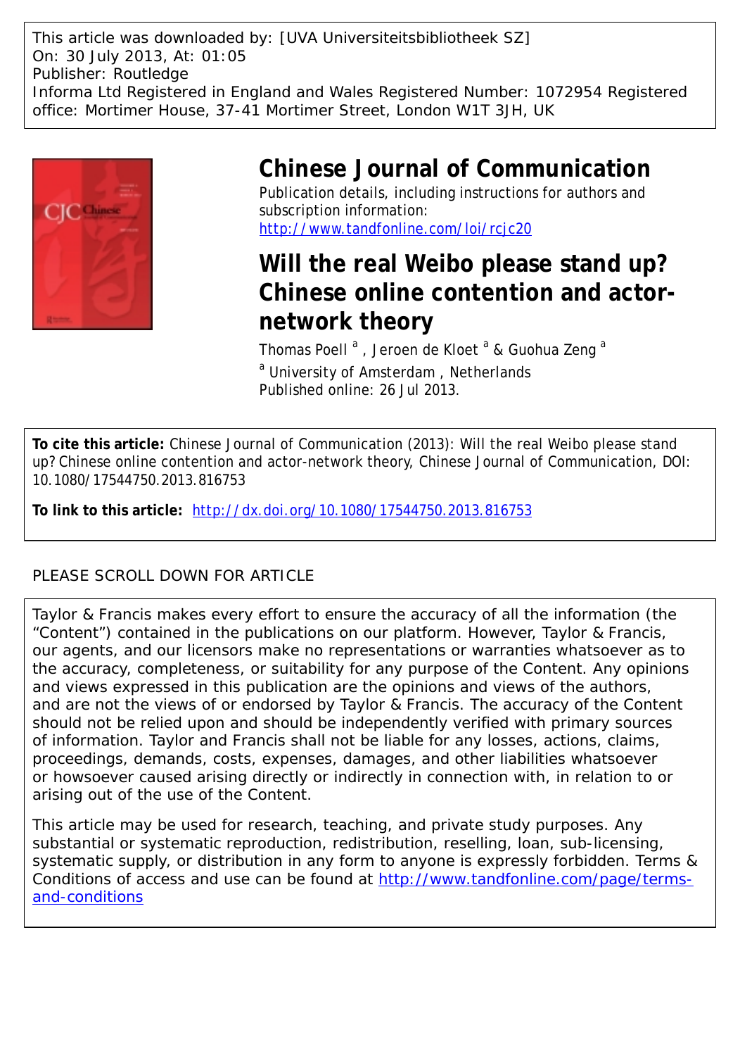This article was downloaded by: [UVA Universiteitsbibliotheek SZ]
On: 30 July 2013, At: 01:05
Publisher: Routledge
Informa Ltd Registered in England and Wales Registered Number: 1072954 Registered office: Mortimer House, 37-41 Mortimer Street, London W1T 3JH, UK

# Chinese Journal of Communication

Publication details, including instructions for authors and subscription information:
http://www.tandfonline.com/loi/rcjc20

# Will the real Weibo please stand up? Chinese online contention and actor-network theory

Thomas Poell [a] , Jeroen de Kloet [a] & Guohua Zeng [a]

[a] University of Amsterdam , Netherlands

Published online: 26 Jul 2013.

**To cite this article:** Chinese Journal of Communication (2013): Will the real Weibo please stand up? Chinese online contention and actor-network theory, Chinese Journal of Communication, DOI: 10.1080/17544750.2013.816753

**To link to this article:** http://dx.doi.org/10.1080/17544750.2013.816753

PLEASE SCROLL DOWN FOR ARTICLE

Taylor & Francis makes every effort to ensure the accuracy of all the information (the "Content") contained in the publications on our platform. However, Taylor & Francis, our agents, and our licensors make no representations or warranties whatsoever as to the accuracy, completeness, or suitability for any purpose of the Content. Any opinions and views expressed in this publication are the opinions and views of the authors, and are not the views of or endorsed by Taylor & Francis. The accuracy of the Content should not be relied upon and should be independently verified with primary sources of information. Taylor and Francis shall not be liable for any losses, actions, claims, proceedings, demands, costs, expenses, damages, and other liabilities whatsoever or howsoever caused arising directly or indirectly in connection with, in relation to or arising out of the use of the Content.

This article may be used for research, teaching, and private study purposes. Any substantial or systematic reproduction, redistribution, reselling, loan, sub-licensing, systematic supply, or distribution in any form to anyone is expressly forbidden. Terms & Conditions of access and use can be found at http://www.tandfonline.com/page/terms-and-conditions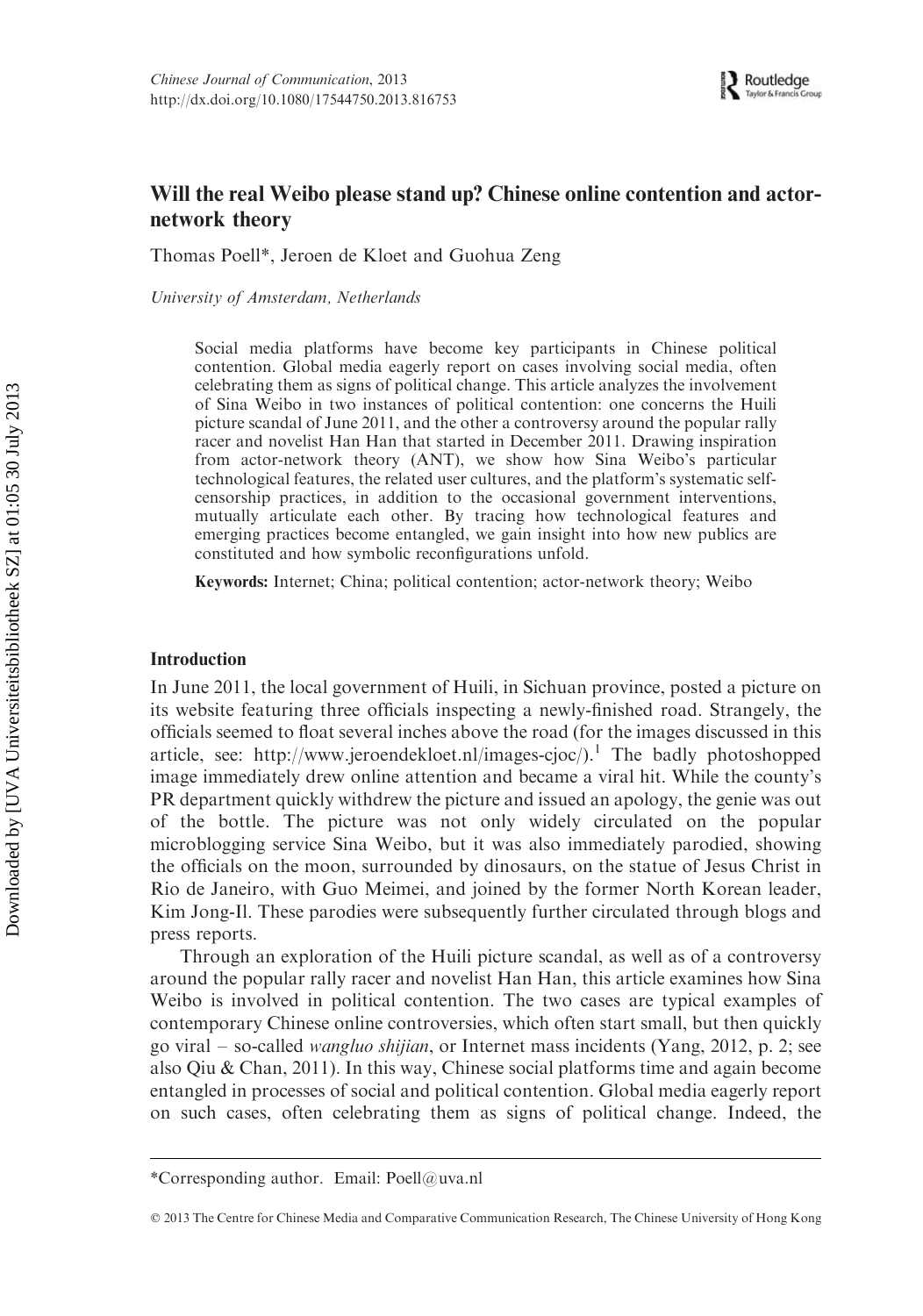# Will the real Weibo please stand up? Chinese online contention and actor-network theory

Thomas Poell*, Jeroen de Kloet and Guohua Zeng

*University of Amsterdam, Netherlands*

> Social media platforms have become key participants in Chinese political contention. Global media eagerly report on cases involving social media, often celebrating them as signs of political change. This article analyzes the involvement of Sina Weibo in two instances of political contention: one concerns the Huili picture scandal of June 2011, and the other a controversy around the popular rally racer and novelist Han Han that started in December 2011. Drawing inspiration from actor-network theory (ANT), we show how Sina Weibo's particular technological features, the related user cultures, and the platform's systematic self-censorship practices, in addition to the occasional government interventions, mutually articulate each other. By tracing how technological features and emerging practices become entangled, we gain insight into how new publics are constituted and how symbolic reconfigurations unfold.
>
> **Keywords:** Internet; China; political contention; actor-network theory; Weibo

## Introduction

In June 2011, the local government of Huili, in Sichuan province, posted a picture on its website featuring three officials inspecting a newly-finished road. Strangely, the officials seemed to float several inches above the road (for the images discussed in this article, see: http://www.jeroendekloet.nl/images-cjoc/).[1] The badly photoshopped image immediately drew online attention and became a viral hit. While the county's PR department quickly withdrew the picture and issued an apology, the genie was out of the bottle. The picture was not only widely circulated on the popular microblogging service Sina Weibo, but it was also immediately parodied, showing the officials on the moon, surrounded by dinosaurs, on the statue of Jesus Christ in Rio de Janeiro, with Guo Meimei, and joined by the former North Korean leader, Kim Jong-Il. These parodies were subsequently further circulated through blogs and press reports.

Through an exploration of the Huili picture scandal, as well as of a controversy around the popular rally racer and novelist Han Han, this article examines how Sina Weibo is involved in political contention. The two cases are typical examples of contemporary Chinese online controversies, which often start small, but then quickly go viral – so-called *wangluo shijian*, or Internet mass incidents (Yang, 2012, p. 2; see also Qiu & Chan, 2011). In this way, Chinese social platforms time and again become entangled in processes of social and political contention. Global media eagerly report on such cases, often celebrating them as signs of political change. Indeed, the

*Corresponding author. Email: Poell@uva.nl

© 2013 The Centre for Chinese Media and Comparative Communication Research, The Chinese University of Hong Kong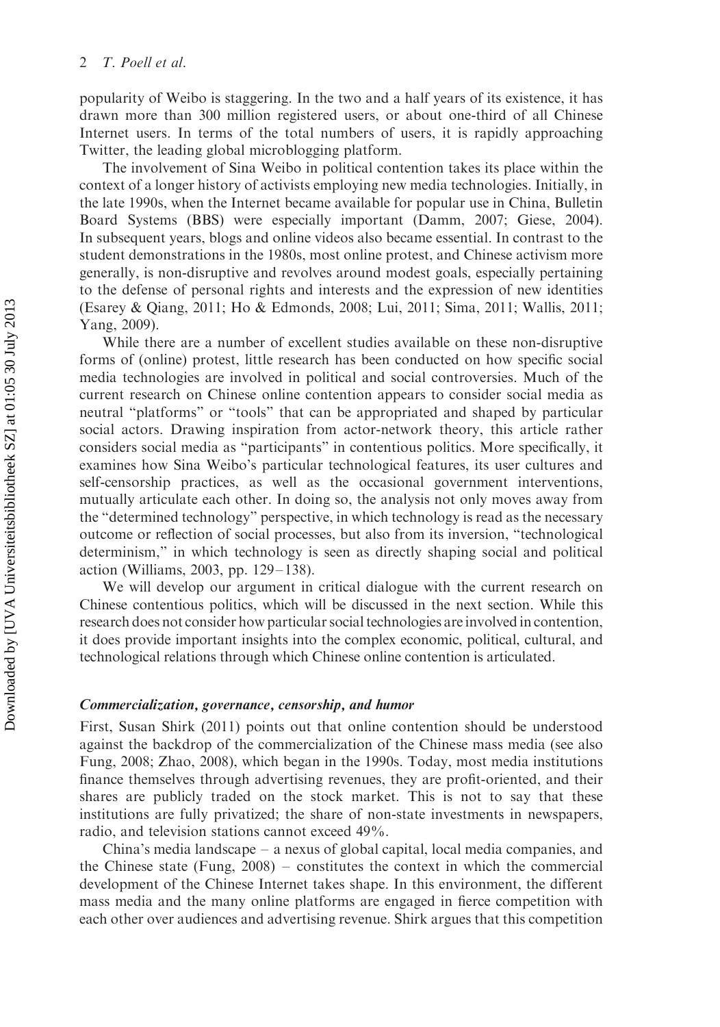popularity of Weibo is staggering. In the two and a half years of its existence, it has drawn more than 300 million registered users, or about one-third of all Chinese Internet users. In terms of the total numbers of users, it is rapidly approaching Twitter, the leading global microblogging platform.

The involvement of Sina Weibo in political contention takes its place within the context of a longer history of activists employing new media technologies. Initially, in the late 1990s, when the Internet became available for popular use in China, Bulletin Board Systems (BBS) were especially important (Damm, 2007; Giese, 2004). In subsequent years, blogs and online videos also became essential. In contrast to the student demonstrations in the 1980s, most online protest, and Chinese activism more generally, is non-disruptive and revolves around modest goals, especially pertaining to the defense of personal rights and interests and the expression of new identities (Esarey & Qiang, 2011; Ho & Edmonds, 2008; Lui, 2011; Sima, 2011; Wallis, 2011; Yang, 2009).

While there are a number of excellent studies available on these non-disruptive forms of (online) protest, little research has been conducted on how specific social media technologies are involved in political and social controversies. Much of the current research on Chinese online contention appears to consider social media as neutral "platforms" or "tools" that can be appropriated and shaped by particular social actors. Drawing inspiration from actor-network theory, this article rather considers social media as "participants" in contentious politics. More specifically, it examines how Sina Weibo's particular technological features, its user cultures and self-censorship practices, as well as the occasional government interventions, mutually articulate each other. In doing so, the analysis not only moves away from the "determined technology" perspective, in which technology is read as the necessary outcome or reflection of social processes, but also from its inversion, "technological determinism," in which technology is seen as directly shaping social and political action (Williams, 2003, pp. 129–138).

We will develop our argument in critical dialogue with the current research on Chinese contentious politics, which will be discussed in the next section. While this research does not consider how particular social technologies are involved in contention, it does provide important insights into the complex economic, political, cultural, and technological relations through which Chinese online contention is articulated.

### *Commercialization, governance, censorship, and humor*

First, Susan Shirk (2011) points out that online contention should be understood against the backdrop of the commercialization of the Chinese mass media (see also Fung, 2008; Zhao, 2008), which began in the 1990s. Today, most media institutions finance themselves through advertising revenues, they are profit-oriented, and their shares are publicly traded on the stock market. This is not to say that these institutions are fully privatized; the share of non-state investments in newspapers, radio, and television stations cannot exceed 49%.

China's media landscape – a nexus of global capital, local media companies, and the Chinese state (Fung, 2008) – constitutes the context in which the commercial development of the Chinese Internet takes shape. In this environment, the different mass media and the many online platforms are engaged in fierce competition with each other over audiences and advertising revenue. Shirk argues that this competition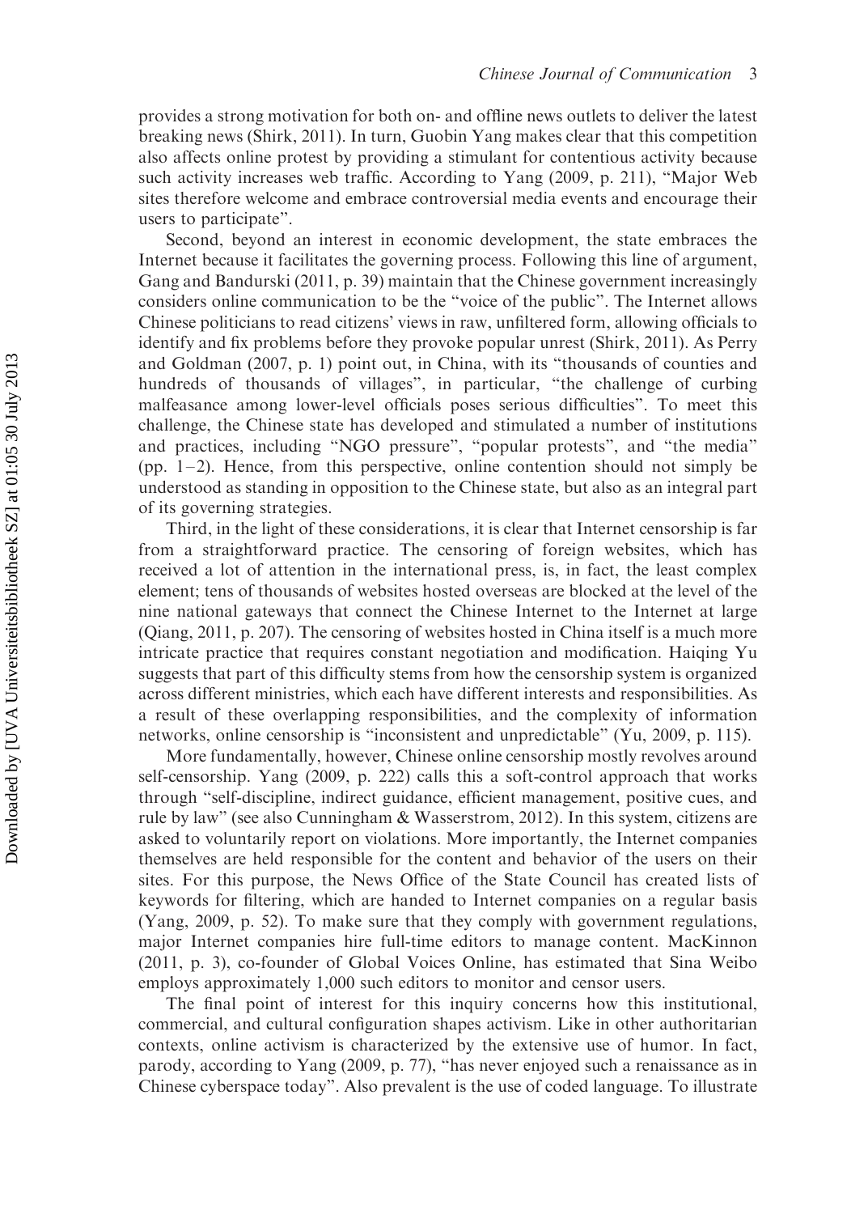provides a strong motivation for both on- and offline news outlets to deliver the latest breaking news (Shirk, 2011). In turn, Guobin Yang makes clear that this competition also affects online protest by providing a stimulant for contentious activity because such activity increases web traffic. According to Yang (2009, p. 211), "Major Web sites therefore welcome and embrace controversial media events and encourage their users to participate".

Second, beyond an interest in economic development, the state embraces the Internet because it facilitates the governing process. Following this line of argument, Gang and Bandurski (2011, p. 39) maintain that the Chinese government increasingly considers online communication to be the "voice of the public". The Internet allows Chinese politicians to read citizens' views in raw, unfiltered form, allowing officials to identify and fix problems before they provoke popular unrest (Shirk, 2011). As Perry and Goldman (2007, p. 1) point out, in China, with its "thousands of counties and hundreds of thousands of villages", in particular, "the challenge of curbing malfeasance among lower-level officials poses serious difficulties". To meet this challenge, the Chinese state has developed and stimulated a number of institutions and practices, including "NGO pressure", "popular protests", and "the media" (pp. 1–2). Hence, from this perspective, online contention should not simply be understood as standing in opposition to the Chinese state, but also as an integral part of its governing strategies.

Third, in the light of these considerations, it is clear that Internet censorship is far from a straightforward practice. The censoring of foreign websites, which has received a lot of attention in the international press, is, in fact, the least complex element; tens of thousands of websites hosted overseas are blocked at the level of the nine national gateways that connect the Chinese Internet to the Internet at large (Qiang, 2011, p. 207). The censoring of websites hosted in China itself is a much more intricate practice that requires constant negotiation and modification. Haiqing Yu suggests that part of this difficulty stems from how the censorship system is organized across different ministries, which each have different interests and responsibilities. As a result of these overlapping responsibilities, and the complexity of information networks, online censorship is "inconsistent and unpredictable" (Yu, 2009, p. 115).

More fundamentally, however, Chinese online censorship mostly revolves around self-censorship. Yang (2009, p. 222) calls this a soft-control approach that works through "self-discipline, indirect guidance, efficient management, positive cues, and rule by law" (see also Cunningham & Wasserstrom, 2012). In this system, citizens are asked to voluntarily report on violations. More importantly, the Internet companies themselves are held responsible for the content and behavior of the users on their sites. For this purpose, the News Office of the State Council has created lists of keywords for filtering, which are handed to Internet companies on a regular basis (Yang, 2009, p. 52). To make sure that they comply with government regulations, major Internet companies hire full-time editors to manage content. MacKinnon (2011, p. 3), co-founder of Global Voices Online, has estimated that Sina Weibo employs approximately 1,000 such editors to monitor and censor users.

The final point of interest for this inquiry concerns how this institutional, commercial, and cultural configuration shapes activism. Like in other authoritarian contexts, online activism is characterized by the extensive use of humor. In fact, parody, according to Yang (2009, p. 77), "has never enjoyed such a renaissance as in Chinese cyberspace today". Also prevalent is the use of coded language. To illustrate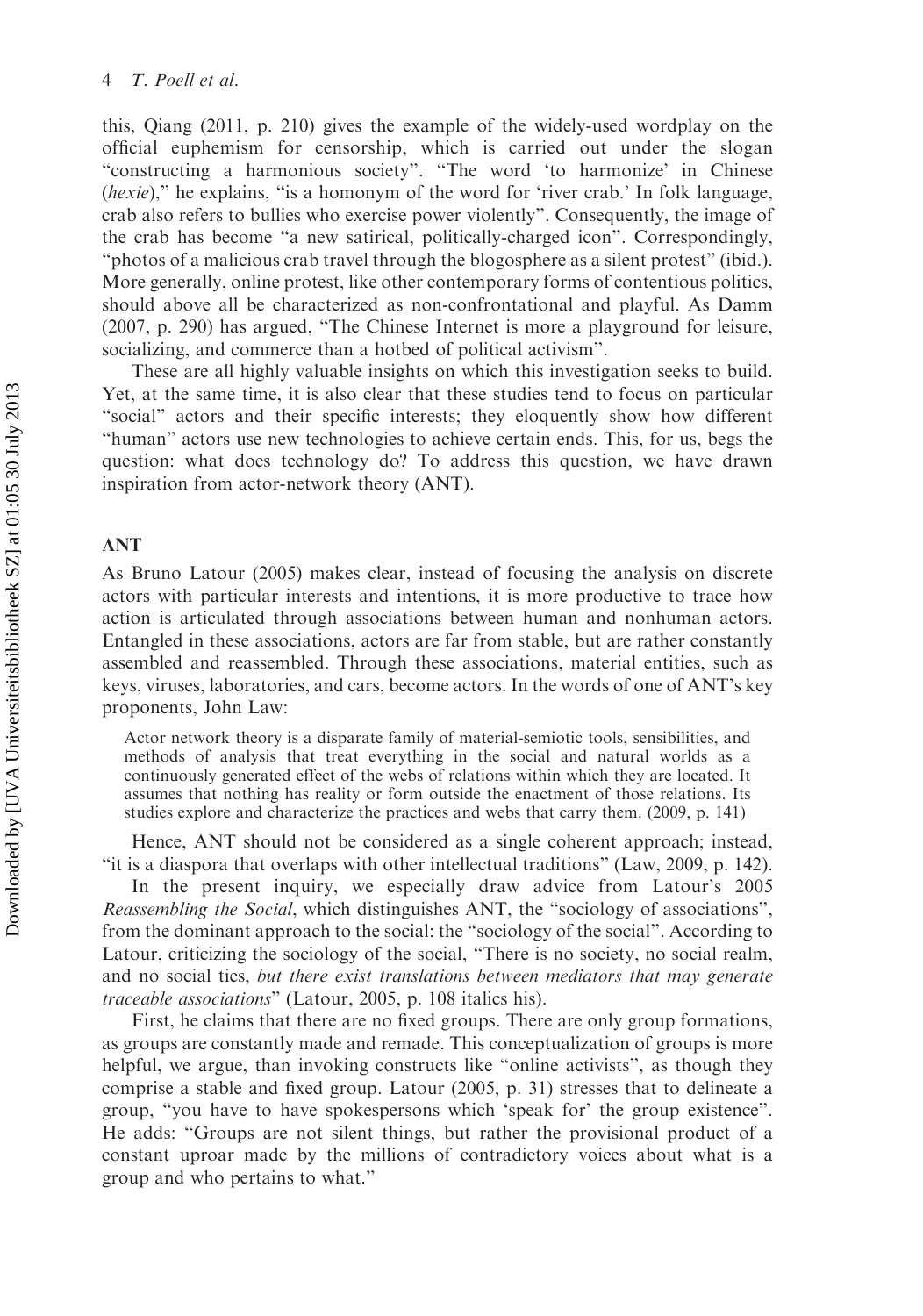this, Qiang (2011, p. 210) gives the example of the widely-used wordplay on the official euphemism for censorship, which is carried out under the slogan "constructing a harmonious society". "The word 'to harmonize' in Chinese (*hexie*)," he explains, "is a homonym of the word for 'river crab.' In folk language, crab also refers to bullies who exercise power violently". Consequently, the image of the crab has become "a new satirical, politically-charged icon". Correspondingly, "photos of a malicious crab travel through the blogosphere as a silent protest" (ibid.). More generally, online protest, like other contemporary forms of contentious politics, should above all be characterized as non-confrontational and playful. As Damm (2007, p. 290) has argued, "The Chinese Internet is more a playground for leisure, socializing, and commerce than a hotbed of political activism".

These are all highly valuable insights on which this investigation seeks to build. Yet, at the same time, it is also clear that these studies tend to focus on particular "social" actors and their specific interests; they eloquently show how different "human" actors use new technologies to achieve certain ends. This, for us, begs the question: what does technology do? To address this question, we have drawn inspiration from actor-network theory (ANT).

## ANT

As Bruno Latour (2005) makes clear, instead of focusing the analysis on discrete actors with particular interests and intentions, it is more productive to trace how action is articulated through associations between human and nonhuman actors. Entangled in these associations, actors are far from stable, but are rather constantly assembled and reassembled. Through these associations, material entities, such as keys, viruses, laboratories, and cars, become actors. In the words of one of ANT's key proponents, John Law:

> Actor network theory is a disparate family of material-semiotic tools, sensibilities, and methods of analysis that treat everything in the social and natural worlds as a continuously generated effect of the webs of relations within which they are located. It assumes that nothing has reality or form outside the enactment of those relations. Its studies explore and characterize the practices and webs that carry them. (2009, p. 141)

Hence, ANT should not be considered as a single coherent approach; instead, "it is a diaspora that overlaps with other intellectual traditions" (Law, 2009, p. 142).

In the present inquiry, we especially draw advice from Latour's 2005 *Reassembling the Social*, which distinguishes ANT, the "sociology of associations", from the dominant approach to the social: the "sociology of the social". According to Latour, criticizing the sociology of the social, "There is no society, no social realm, and no social ties, *but there exist translations between mediators that may generate traceable associations*" (Latour, 2005, p. 108 italics his).

First, he claims that there are no fixed groups. There are only group formations, as groups are constantly made and remade. This conceptualization of groups is more helpful, we argue, than invoking constructs like "online activists", as though they comprise a stable and fixed group. Latour (2005, p. 31) stresses that to delineate a group, "you have to have spokespersons which 'speak for' the group existence". He adds: "Groups are not silent things, but rather the provisional product of a constant uproar made by the millions of contradictory voices about what is a group and who pertains to what."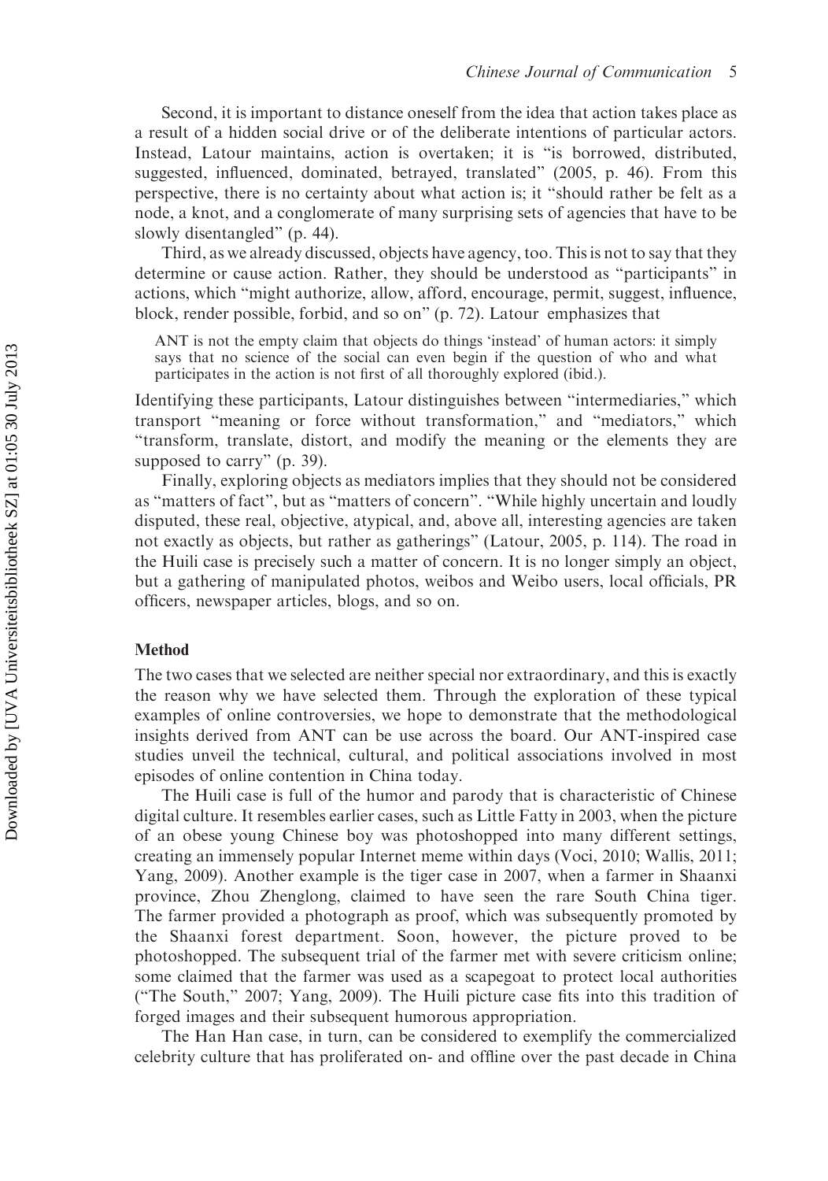Second, it is important to distance oneself from the idea that action takes place as a result of a hidden social drive or of the deliberate intentions of particular actors. Instead, Latour maintains, action is overtaken; it is "is borrowed, distributed, suggested, influenced, dominated, betrayed, translated" (2005, p. 46). From this perspective, there is no certainty about what action is; it "should rather be felt as a node, a knot, and a conglomerate of many surprising sets of agencies that have to be slowly disentangled" (p. 44).

Third, as we already discussed, objects have agency, too. This is not to say that they determine or cause action. Rather, they should be understood as "participants" in actions, which "might authorize, allow, afford, encourage, permit, suggest, influence, block, render possible, forbid, and so on" (p. 72). Latour emphasizes that

> ANT is not the empty claim that objects do things 'instead' of human actors: it simply says that no science of the social can even begin if the question of who and what participates in the action is not first of all thoroughly explored (ibid.).

Identifying these participants, Latour distinguishes between "intermediaries," which transport "meaning or force without transformation," and "mediators," which "transform, translate, distort, and modify the meaning or the elements they are supposed to carry" (p. 39).

Finally, exploring objects as mediators implies that they should not be considered as "matters of fact", but as "matters of concern". "While highly uncertain and loudly disputed, these real, objective, atypical, and, above all, interesting agencies are taken not exactly as objects, but rather as gatherings" (Latour, 2005, p. 114). The road in the Huili case is precisely such a matter of concern. It is no longer simply an object, but a gathering of manipulated photos, weibos and Weibo users, local officials, PR officers, newspaper articles, blogs, and so on.

## Method

The two cases that we selected are neither special nor extraordinary, and this is exactly the reason why we have selected them. Through the exploration of these typical examples of online controversies, we hope to demonstrate that the methodological insights derived from ANT can be use across the board. Our ANT-inspired case studies unveil the technical, cultural, and political associations involved in most episodes of online contention in China today.

The Huili case is full of the humor and parody that is characteristic of Chinese digital culture. It resembles earlier cases, such as Little Fatty in 2003, when the picture of an obese young Chinese boy was photoshopped into many different settings, creating an immensely popular Internet meme within days (Voci, 2010; Wallis, 2011; Yang, 2009). Another example is the tiger case in 2007, when a farmer in Shaanxi province, Zhou Zhenglong, claimed to have seen the rare South China tiger. The farmer provided a photograph as proof, which was subsequently promoted by the Shaanxi forest department. Soon, however, the picture proved to be photoshopped. The subsequent trial of the farmer met with severe criticism online; some claimed that the farmer was used as a scapegoat to protect local authorities ("The South," 2007; Yang, 2009). The Huili picture case fits into this tradition of forged images and their subsequent humorous appropriation.

The Han Han case, in turn, can be considered to exemplify the commercialized celebrity culture that has proliferated on- and offline over the past decade in China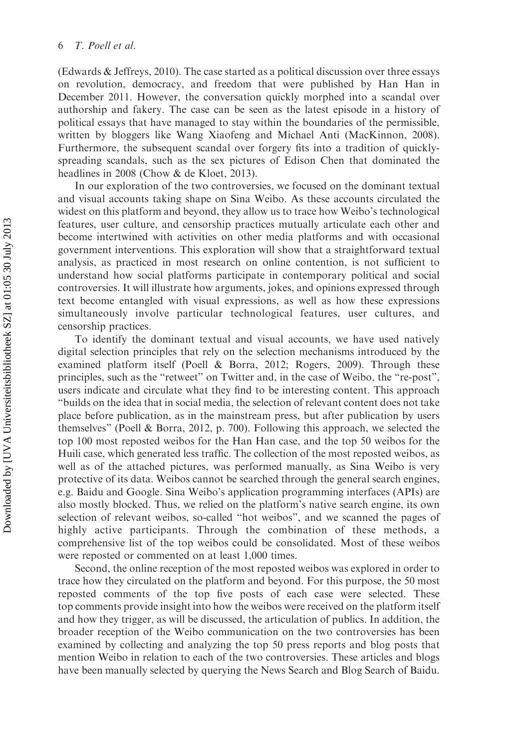(Edwards & Jeffreys, 2010). The case started as a political discussion over three essays on revolution, democracy, and freedom that were published by Han Han in December 2011. However, the conversation quickly morphed into a scandal over authorship and fakery. The case can be seen as the latest episode in a history of political essays that have managed to stay within the boundaries of the permissible, written by bloggers like Wang Xiaofeng and Michael Anti (MacKinnon, 2008). Furthermore, the subsequent scandal over forgery fits into a tradition of quickly-spreading scandals, such as the sex pictures of Edison Chen that dominated the headlines in 2008 (Chow & de Kloet, 2013).

In our exploration of the two controversies, we focused on the dominant textual and visual accounts taking shape on Sina Weibo. As these accounts circulated the widest on this platform and beyond, they allow us to trace how Weibo's technological features, user culture, and censorship practices mutually articulate each other and become intertwined with activities on other media platforms and with occasional government interventions. This exploration will show that a straightforward textual analysis, as practiced in most research on online contention, is not sufficient to understand how social platforms participate in contemporary political and social controversies. It will illustrate how arguments, jokes, and opinions expressed through text become entangled with visual expressions, as well as how these expressions simultaneously involve particular technological features, user cultures, and censorship practices.

To identify the dominant textual and visual accounts, we have used natively digital selection principles that rely on the selection mechanisms introduced by the examined platform itself (Poell & Borra, 2012; Rogers, 2009). Through these principles, such as the "retweet" on Twitter and, in the case of Weibo, the "re-post", users indicate and circulate what they find to be interesting content. This approach "builds on the idea that in social media, the selection of relevant content does not take place before publication, as in the mainstream press, but after publication by users themselves" (Poell & Borra, 2012, p. 700). Following this approach, we selected the top 100 most reposted weibos for the Han Han case, and the top 50 weibos for the Huili case, which generated less traffic. The collection of the most reposted weibos, as well as of the attached pictures, was performed manually, as Sina Weibo is very protective of its data. Weibos cannot be searched through the general search engines, e.g. Baidu and Google. Sina Weibo's application programming interfaces (APIs) are also mostly blocked. Thus, we relied on the platform's native search engine, its own selection of relevant weibos, so-called "hot weibos", and we scanned the pages of highly active participants. Through the combination of these methods, a comprehensive list of the top weibos could be consolidated. Most of these weibos were reposted or commented on at least 1,000 times.

Second, the online reception of the most reposted weibos was explored in order to trace how they circulated on the platform and beyond. For this purpose, the 50 most reposted comments of the top five posts of each case were selected. These top comments provide insight into how the weibos were received on the platform itself and how they trigger, as will be discussed, the articulation of publics. In addition, the broader reception of the Weibo communication on the two controversies has been examined by collecting and analyzing the top 50 press reports and blog posts that mention Weibo in relation to each of the two controversies. These articles and blogs have been manually selected by querying the News Search and Blog Search of Baidu.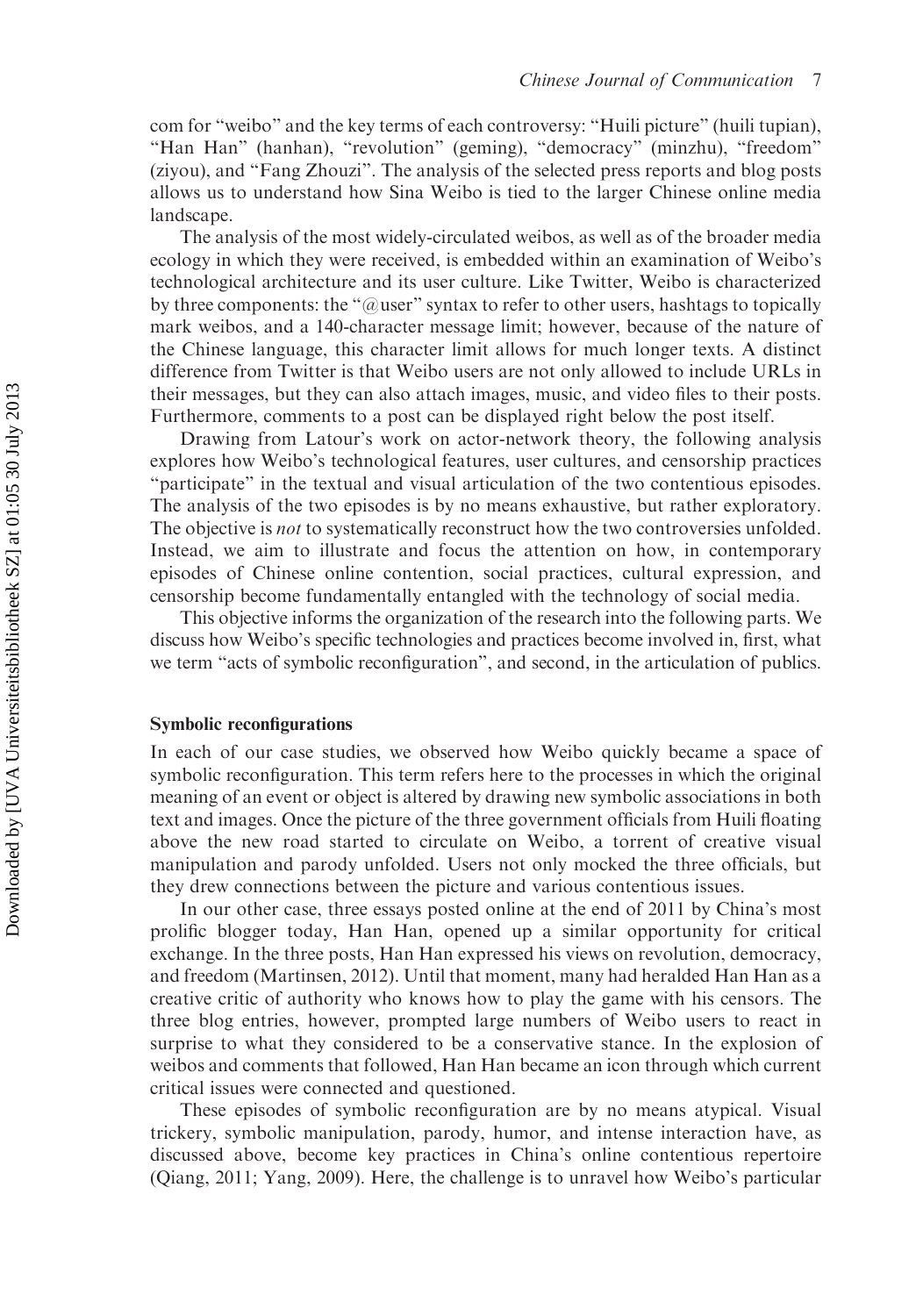com for "weibo" and the key terms of each controversy: "Huili picture" (huili tupian), "Han Han" (hanhan), "revolution" (geming), "democracy" (minzhu), "freedom" (ziyou), and "Fang Zhouzi". The analysis of the selected press reports and blog posts allows us to understand how Sina Weibo is tied to the larger Chinese online media landscape.

The analysis of the most widely-circulated weibos, as well as of the broader media ecology in which they were received, is embedded within an examination of Weibo's technological architecture and its user culture. Like Twitter, Weibo is characterized by three components: the "@user" syntax to refer to other users, hashtags to topically mark weibos, and a 140-character message limit; however, because of the nature of the Chinese language, this character limit allows for much longer texts. A distinct difference from Twitter is that Weibo users are not only allowed to include URLs in their messages, but they can also attach images, music, and video files to their posts. Furthermore, comments to a post can be displayed right below the post itself.

Drawing from Latour's work on actor-network theory, the following analysis explores how Weibo's technological features, user cultures, and censorship practices "participate" in the textual and visual articulation of the two contentious episodes. The analysis of the two episodes is by no means exhaustive, but rather exploratory. The objective is *not* to systematically reconstruct how the two controversies unfolded. Instead, we aim to illustrate and focus the attention on how, in contemporary episodes of Chinese online contention, social practices, cultural expression, and censorship become fundamentally entangled with the technology of social media.

This objective informs the organization of the research into the following parts. We discuss how Weibo's specific technologies and practices become involved in, first, what we term "acts of symbolic reconfiguration", and second, in the articulation of publics.

### Symbolic reconfigurations

In each of our case studies, we observed how Weibo quickly became a space of symbolic reconfiguration. This term refers here to the processes in which the original meaning of an event or object is altered by drawing new symbolic associations in both text and images. Once the picture of the three government officials from Huili floating above the new road started to circulate on Weibo, a torrent of creative visual manipulation and parody unfolded. Users not only mocked the three officials, but they drew connections between the picture and various contentious issues.

In our other case, three essays posted online at the end of 2011 by China's most prolific blogger today, Han Han, opened up a similar opportunity for critical exchange. In the three posts, Han Han expressed his views on revolution, democracy, and freedom (Martinsen, 2012). Until that moment, many had heralded Han Han as a creative critic of authority who knows how to play the game with his censors. The three blog entries, however, prompted large numbers of Weibo users to react in surprise to what they considered to be a conservative stance. In the explosion of weibos and comments that followed, Han Han became an icon through which current critical issues were connected and questioned.

These episodes of symbolic reconfiguration are by no means atypical. Visual trickery, symbolic manipulation, parody, humor, and intense interaction have, as discussed above, become key practices in China's online contentious repertoire (Qiang, 2011; Yang, 2009). Here, the challenge is to unravel how Weibo's particular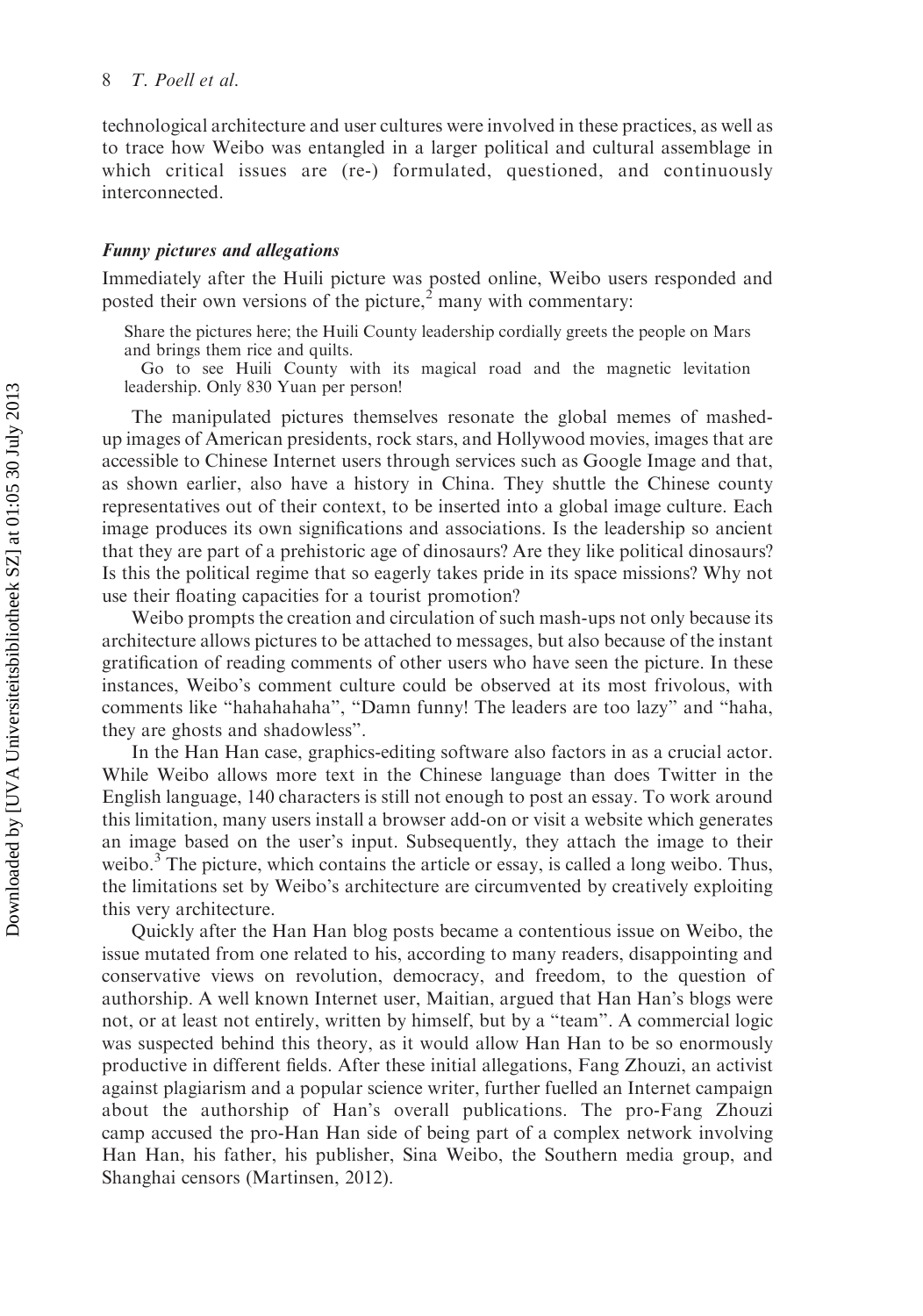technological architecture and user cultures were involved in these practices, as well as to trace how Weibo was entangled in a larger political and cultural assemblage in which critical issues are (re-) formulated, questioned, and continuously interconnected.

### *Funny pictures and allegations*

Immediately after the Huili picture was posted online, Weibo users responded and posted their own versions of the picture,[2] many with commentary:

> Share the pictures here; the Huili County leadership cordially greets the people on Mars and brings them rice and quilts.
>
> Go to see Huili County with its magical road and the magnetic levitation leadership. Only 830 Yuan per person!

The manipulated pictures themselves resonate the global memes of mashed-up images of American presidents, rock stars, and Hollywood movies, images that are accessible to Chinese Internet users through services such as Google Image and that, as shown earlier, also have a history in China. They shuttle the Chinese county representatives out of their context, to be inserted into a global image culture. Each image produces its own significations and associations. Is the leadership so ancient that they are part of a prehistoric age of dinosaurs? Are they like political dinosaurs? Is this the political regime that so eagerly takes pride in its space missions? Why not use their floating capacities for a tourist promotion?

Weibo prompts the creation and circulation of such mash-ups not only because its architecture allows pictures to be attached to messages, but also because of the instant gratification of reading comments of other users who have seen the picture. In these instances, Weibo's comment culture could be observed at its most frivolous, with comments like "hahahahaha", "Damn funny! The leaders are too lazy" and "haha, they are ghosts and shadowless".

In the Han Han case, graphics-editing software also factors in as a crucial actor. While Weibo allows more text in the Chinese language than does Twitter in the English language, 140 characters is still not enough to post an essay. To work around this limitation, many users install a browser add-on or visit a website which generates an image based on the user's input. Subsequently, they attach the image to their weibo.[3] The picture, which contains the article or essay, is called a long weibo. Thus, the limitations set by Weibo's architecture are circumvented by creatively exploiting this very architecture.

Quickly after the Han Han blog posts became a contentious issue on Weibo, the issue mutated from one related to his, according to many readers, disappointing and conservative views on revolution, democracy, and freedom, to the question of authorship. A well known Internet user, Maitian, argued that Han Han's blogs were not, or at least not entirely, written by himself, but by a "team". A commercial logic was suspected behind this theory, as it would allow Han Han to be so enormously productive in different fields. After these initial allegations, Fang Zhouzi, an activist against plagiarism and a popular science writer, further fuelled an Internet campaign about the authorship of Han's overall publications. The pro-Fang Zhouzi camp accused the pro-Han Han side of being part of a complex network involving Han Han, his father, his publisher, Sina Weibo, the Southern media group, and Shanghai censors (Martinsen, 2012).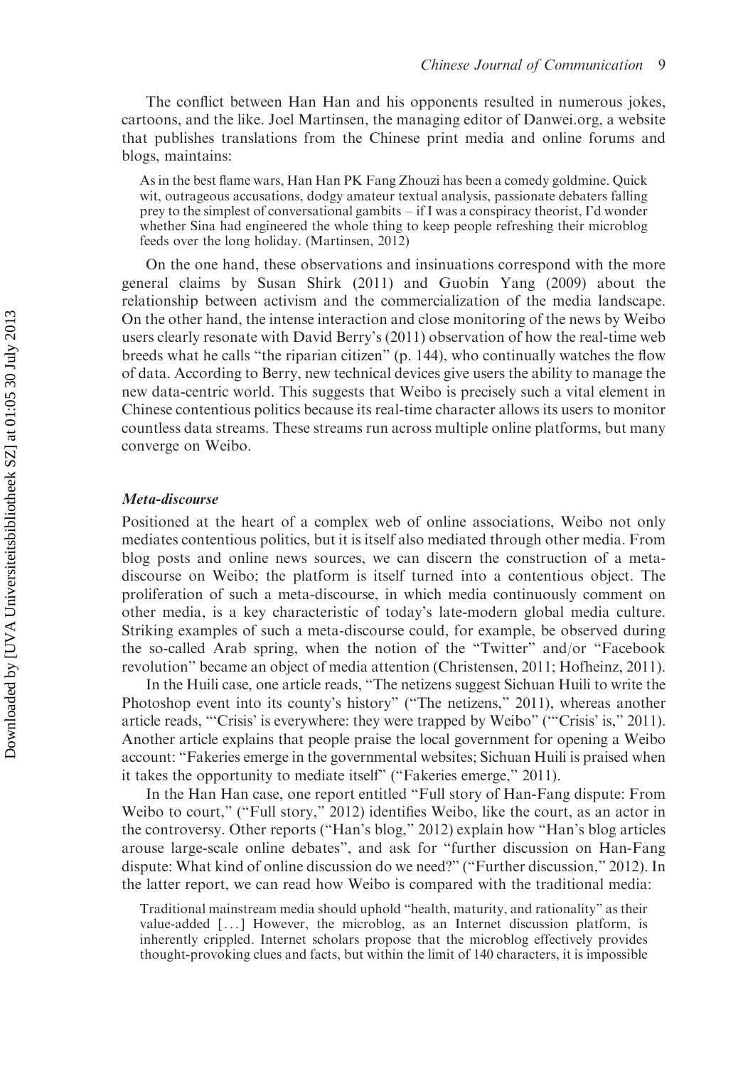The conflict between Han Han and his opponents resulted in numerous jokes, cartoons, and the like. Joel Martinsen, the managing editor of Danwei.org, a website that publishes translations from the Chinese print media and online forums and blogs, maintains:

> As in the best flame wars, Han Han PK Fang Zhouzi has been a comedy goldmine. Quick wit, outrageous accusations, dodgy amateur textual analysis, passionate debaters falling prey to the simplest of conversational gambits – if I was a conspiracy theorist, I'd wonder whether Sina had engineered the whole thing to keep people refreshing their microblog feeds over the long holiday. (Martinsen, 2012)

On the one hand, these observations and insinuations correspond with the more general claims by Susan Shirk (2011) and Guobin Yang (2009) about the relationship between activism and the commercialization of the media landscape. On the other hand, the intense interaction and close monitoring of the news by Weibo users clearly resonate with David Berry's (2011) observation of how the real-time web breeds what he calls "the riparian citizen" (p. 144), who continually watches the flow of data. According to Berry, new technical devices give users the ability to manage the new data-centric world. This suggests that Weibo is precisely such a vital element in Chinese contentious politics because its real-time character allows its users to monitor countless data streams. These streams run across multiple online platforms, but many converge on Weibo.

### *Meta-discourse*

Positioned at the heart of a complex web of online associations, Weibo not only mediates contentious politics, but it is itself also mediated through other media. From blog posts and online news sources, we can discern the construction of a meta-discourse on Weibo; the platform is itself turned into a contentious object. The proliferation of such a meta-discourse, in which media continuously comment on other media, is a key characteristic of today's late-modern global media culture. Striking examples of such a meta-discourse could, for example, be observed during the so-called Arab spring, when the notion of the "Twitter" and/or "Facebook revolution" became an object of media attention (Christensen, 2011; Hofheinz, 2011).

In the Huili case, one article reads, "The netizens suggest Sichuan Huili to write the Photoshop event into its county's history" ("The netizens," 2011), whereas another article reads, "'Crisis' is everywhere: they were trapped by Weibo" ("'Crisis' is," 2011). Another article explains that people praise the local government for opening a Weibo account: "Fakeries emerge in the governmental websites; Sichuan Huili is praised when it takes the opportunity to mediate itself" ("Fakeries emerge," 2011).

In the Han Han case, one report entitled "Full story of Han-Fang dispute: From Weibo to court," ("Full story," 2012) identifies Weibo, like the court, as an actor in the controversy. Other reports ("Han's blog," 2012) explain how "Han's blog articles arouse large-scale online debates", and ask for "further discussion on Han-Fang dispute: What kind of online discussion do we need?" ("Further discussion," 2012). In the latter report, we can read how Weibo is compared with the traditional media:

> Traditional mainstream media should uphold "health, maturity, and rationality" as their value-added [...] However, the microblog, as an Internet discussion platform, is inherently crippled. Internet scholars propose that the microblog effectively provides thought-provoking clues and facts, but within the limit of 140 characters, it is impossible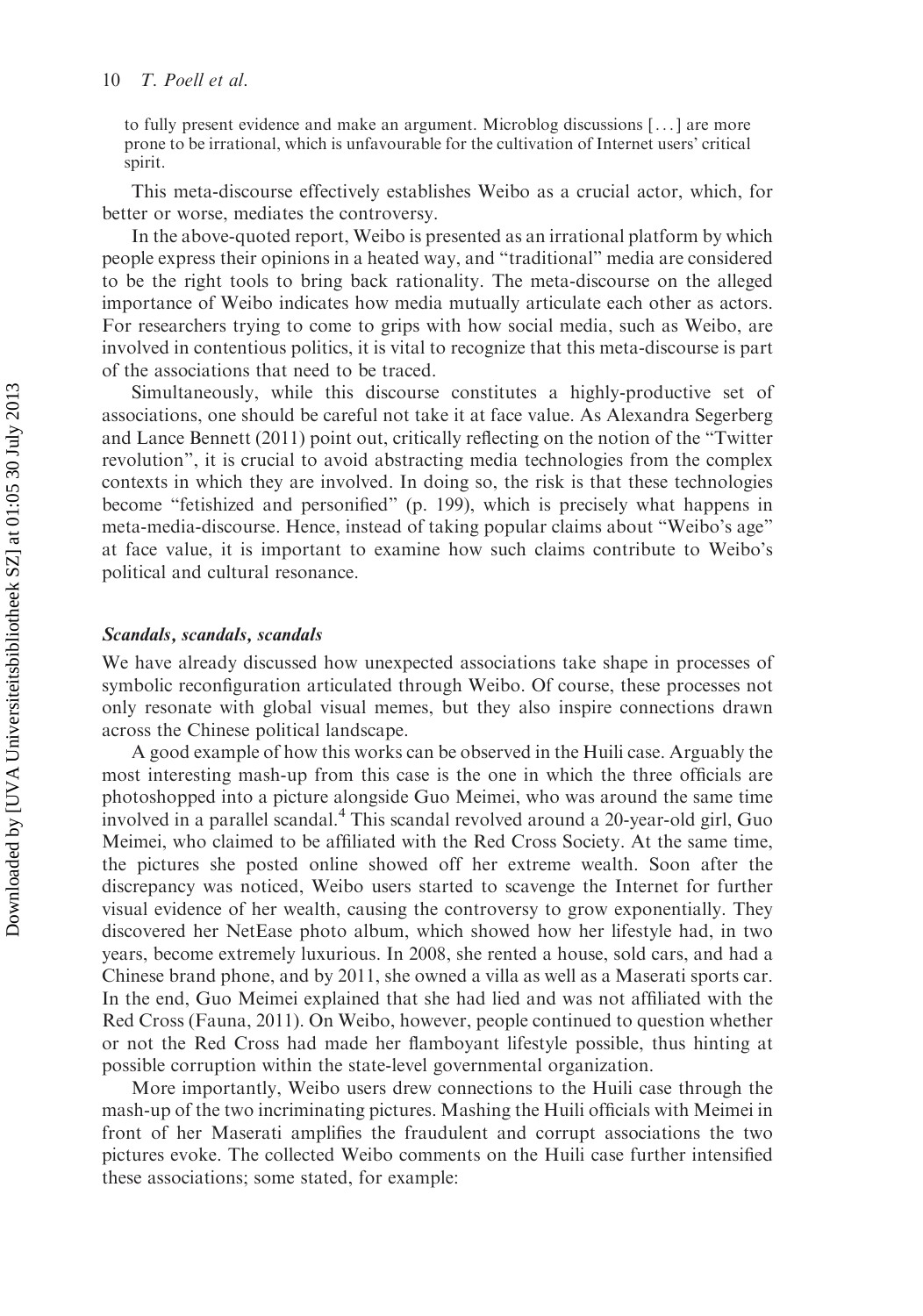to fully present evidence and make an argument. Microblog discussions [...] are more prone to be irrational, which is unfavourable for the cultivation of Internet users' critical spirit.

This meta-discourse effectively establishes Weibo as a crucial actor, which, for better or worse, mediates the controversy.

In the above-quoted report, Weibo is presented as an irrational platform by which people express their opinions in a heated way, and "traditional" media are considered to be the right tools to bring back rationality. The meta-discourse on the alleged importance of Weibo indicates how media mutually articulate each other as actors. For researchers trying to come to grips with how social media, such as Weibo, are involved in contentious politics, it is vital to recognize that this meta-discourse is part of the associations that need to be traced.

Simultaneously, while this discourse constitutes a highly-productive set of associations, one should be careful not take it at face value. As Alexandra Segerberg and Lance Bennett (2011) point out, critically reflecting on the notion of the "Twitter revolution", it is crucial to avoid abstracting media technologies from the complex contexts in which they are involved. In doing so, the risk is that these technologies become "fetishized and personified" (p. 199), which is precisely what happens in meta-media-discourse. Hence, instead of taking popular claims about "Weibo's age" at face value, it is important to examine how such claims contribute to Weibo's political and cultural resonance.

### *Scandals, scandals, scandals*

We have already discussed how unexpected associations take shape in processes of symbolic reconfiguration articulated through Weibo. Of course, these processes not only resonate with global visual memes, but they also inspire connections drawn across the Chinese political landscape.

A good example of how this works can be observed in the Huili case. Arguably the most interesting mash-up from this case is the one in which the three officials are photoshopped into a picture alongside Guo Meimei, who was around the same time involved in a parallel scandal.[4] This scandal revolved around a 20-year-old girl, Guo Meimei, who claimed to be affiliated with the Red Cross Society. At the same time, the pictures she posted online showed off her extreme wealth. Soon after the discrepancy was noticed, Weibo users started to scavenge the Internet for further visual evidence of her wealth, causing the controversy to grow exponentially. They discovered her NetEase photo album, which showed how her lifestyle had, in two years, become extremely luxurious. In 2008, she rented a house, sold cars, and had a Chinese brand phone, and by 2011, she owned a villa as well as a Maserati sports car. In the end, Guo Meimei explained that she had lied and was not affiliated with the Red Cross (Fauna, 2011). On Weibo, however, people continued to question whether or not the Red Cross had made her flamboyant lifestyle possible, thus hinting at possible corruption within the state-level governmental organization.

More importantly, Weibo users drew connections to the Huili case through the mash-up of the two incriminating pictures. Mashing the Huili officials with Meimei in front of her Maserati amplifies the fraudulent and corrupt associations the two pictures evoke. The collected Weibo comments on the Huili case further intensified these associations; some stated, for example: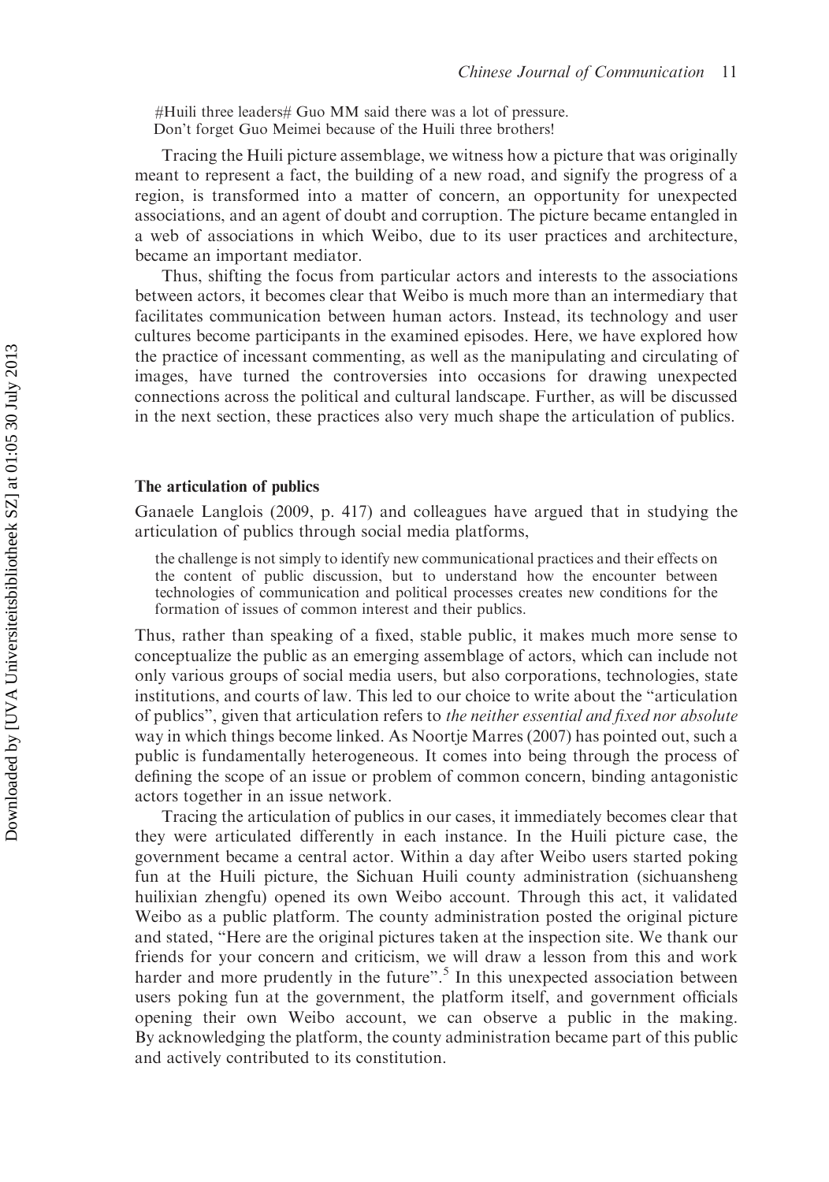#Huili three leaders# Guo MM said there was a lot of pressure.
Don't forget Guo Meimei because of the Huili three brothers!

Tracing the Huili picture assemblage, we witness how a picture that was originally meant to represent a fact, the building of a new road, and signify the progress of a region, is transformed into a matter of concern, an opportunity for unexpected associations, and an agent of doubt and corruption. The picture became entangled in a web of associations in which Weibo, due to its user practices and architecture, became an important mediator.

Thus, shifting the focus from particular actors and interests to the associations between actors, it becomes clear that Weibo is much more than an intermediary that facilitates communication between human actors. Instead, its technology and user cultures become participants in the examined episodes. Here, we have explored how the practice of incessant commenting, as well as the manipulating and circulating of images, have turned the controversies into occasions for drawing unexpected connections across the political and cultural landscape. Further, as will be discussed in the next section, these practices also very much shape the articulation of publics.

## The articulation of publics

Ganaele Langlois (2009, p. 417) and colleagues have argued that in studying the articulation of publics through social media platforms,

> the challenge is not simply to identify new communicational practices and their effects on the content of public discussion, but to understand how the encounter between technologies of communication and political processes creates new conditions for the formation of issues of common interest and their publics.

Thus, rather than speaking of a fixed, stable public, it makes much more sense to conceptualize the public as an emerging assemblage of actors, which can include not only various groups of social media users, but also corporations, technologies, state institutions, and courts of law. This led to our choice to write about the "articulation of publics", given that articulation refers to *the neither essential and fixed nor absolute* way in which things become linked. As Noortje Marres (2007) has pointed out, such a public is fundamentally heterogeneous. It comes into being through the process of defining the scope of an issue or problem of common concern, binding antagonistic actors together in an issue network.

Tracing the articulation of publics in our cases, it immediately becomes clear that they were articulated differently in each instance. In the Huili picture case, the government became a central actor. Within a day after Weibo users started poking fun at the Huili picture, the Sichuan Huili county administration (sichuansheng huilixian zhengfu) opened its own Weibo account. Through this act, it validated Weibo as a public platform. The county administration posted the original picture and stated, "Here are the original pictures taken at the inspection site. We thank our friends for your concern and criticism, we will draw a lesson from this and work harder and more prudently in the future".[5] In this unexpected association between users poking fun at the government, the platform itself, and government officials opening their own Weibo account, we can observe a public in the making. By acknowledging the platform, the county administration became part of this public and actively contributed to its constitution.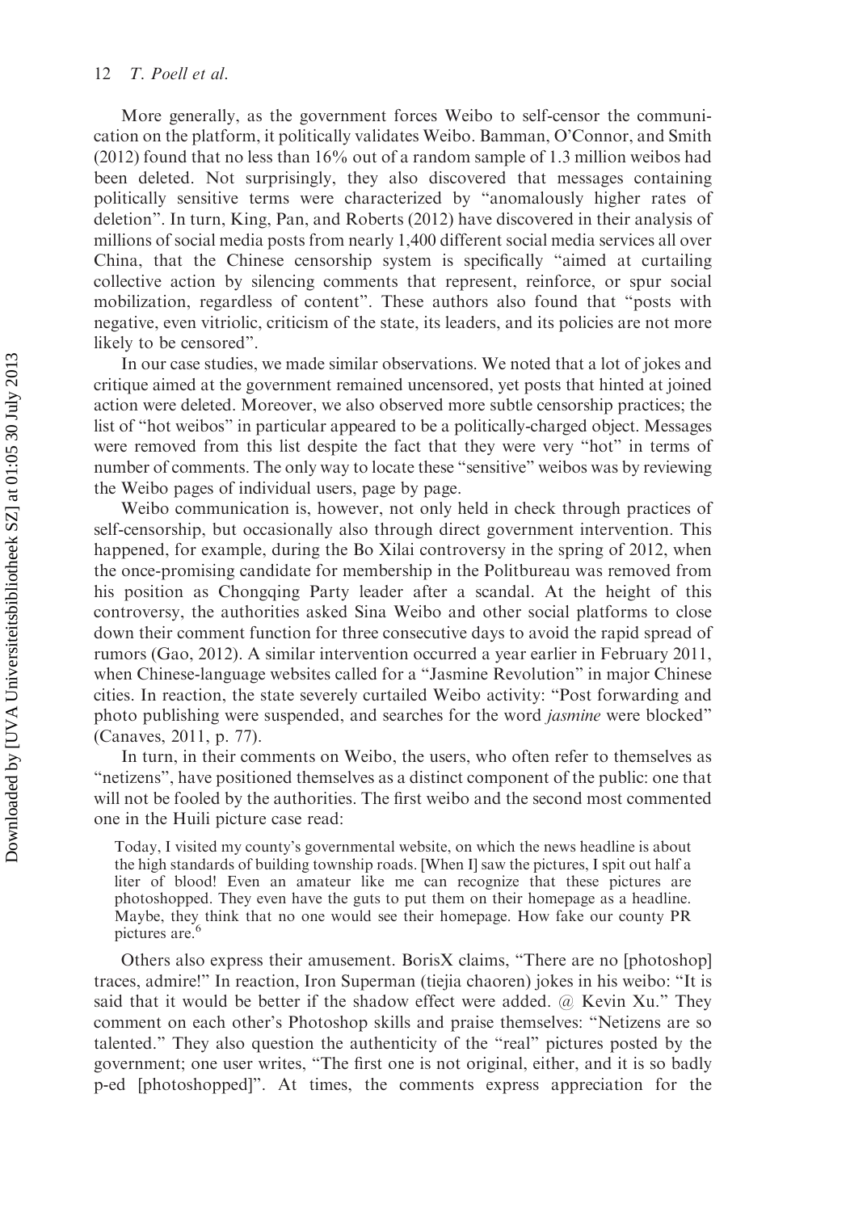More generally, as the government forces Weibo to self-censor the communication on the platform, it politically validates Weibo. Bamman, O'Connor, and Smith (2012) found that no less than 16% out of a random sample of 1.3 million weibos had been deleted. Not surprisingly, they also discovered that messages containing politically sensitive terms were characterized by "anomalously higher rates of deletion". In turn, King, Pan, and Roberts (2012) have discovered in their analysis of millions of social media posts from nearly 1,400 different social media services all over China, that the Chinese censorship system is specifically "aimed at curtailing collective action by silencing comments that represent, reinforce, or spur social mobilization, regardless of content". These authors also found that "posts with negative, even vitriolic, criticism of the state, its leaders, and its policies are not more likely to be censored".

In our case studies, we made similar observations. We noted that a lot of jokes and critique aimed at the government remained uncensored, yet posts that hinted at joined action were deleted. Moreover, we also observed more subtle censorship practices; the list of "hot weibos" in particular appeared to be a politically-charged object. Messages were removed from this list despite the fact that they were very "hot" in terms of number of comments. The only way to locate these "sensitive" weibos was by reviewing the Weibo pages of individual users, page by page.

Weibo communication is, however, not only held in check through practices of self-censorship, but occasionally also through direct government intervention. This happened, for example, during the Bo Xilai controversy in the spring of 2012, when the once-promising candidate for membership in the Politbureau was removed from his position as Chongqing Party leader after a scandal. At the height of this controversy, the authorities asked Sina Weibo and other social platforms to close down their comment function for three consecutive days to avoid the rapid spread of rumors (Gao, 2012). A similar intervention occurred a year earlier in February 2011, when Chinese-language websites called for a "Jasmine Revolution" in major Chinese cities. In reaction, the state severely curtailed Weibo activity: "Post forwarding and photo publishing were suspended, and searches for the word *jasmine* were blocked" (Canaves, 2011, p. 77).

In turn, in their comments on Weibo, the users, who often refer to themselves as "netizens", have positioned themselves as a distinct component of the public: one that will not be fooled by the authorities. The first weibo and the second most commented one in the Huili picture case read:

> Today, I visited my county's governmental website, on which the news headline is about the high standards of building township roads. [When I] saw the pictures, I spit out half a liter of blood! Even an amateur like me can recognize that these pictures are photoshopped. They even have the guts to put them on their homepage as a headline. Maybe, they think that no one would see their homepage. How fake our county PR pictures are.[6]

Others also express their amusement. BorisX claims, "There are no [photoshop] traces, admire!" In reaction, Iron Superman (tiejia chaoren) jokes in his weibo: "It is said that it would be better if the shadow effect were added. @ Kevin Xu." They comment on each other's Photoshop skills and praise themselves: "Netizens are so talented." They also question the authenticity of the "real" pictures posted by the government; one user writes, "The first one is not original, either, and it is so badly p-ed [photoshopped]". At times, the comments express appreciation for the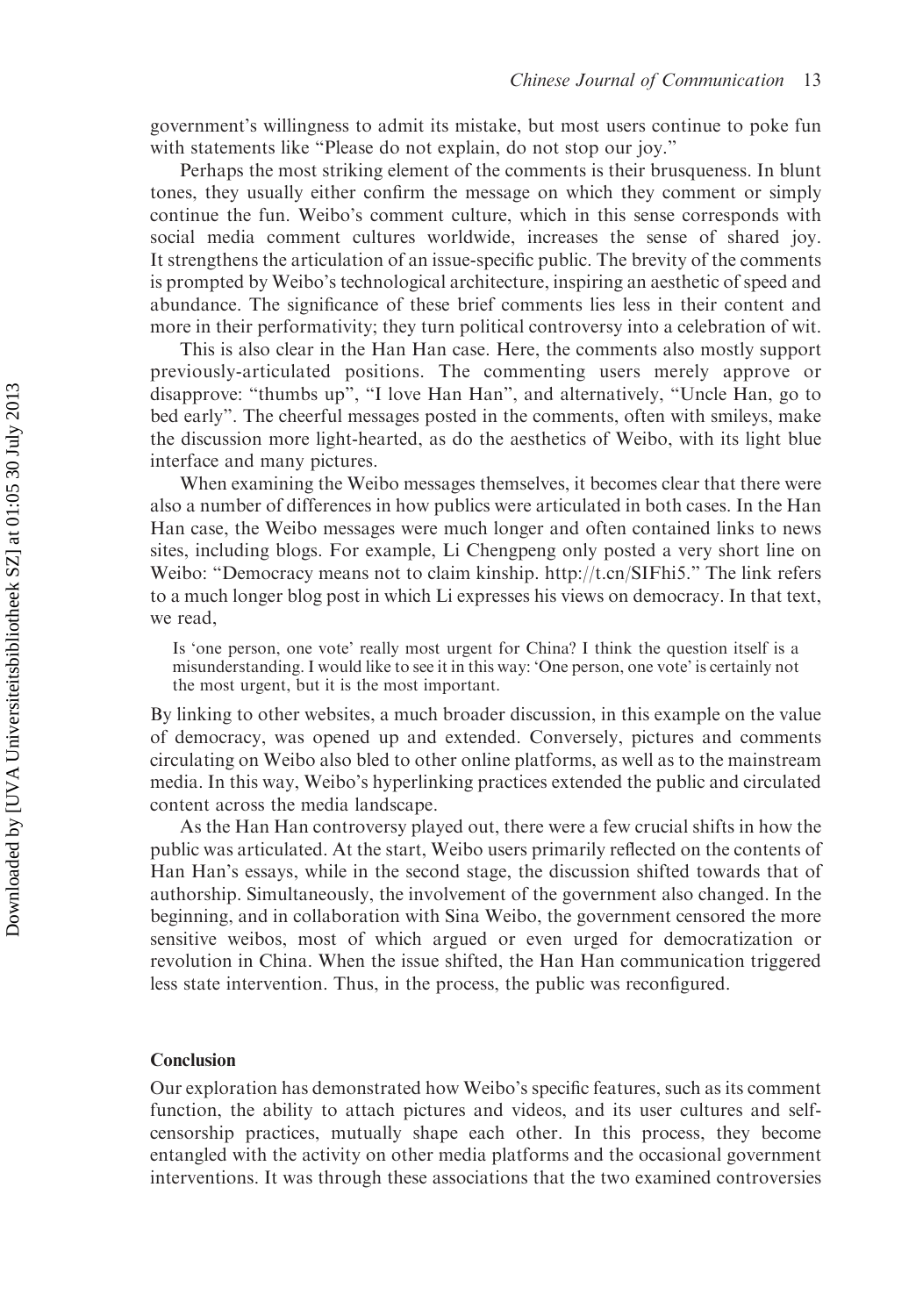government's willingness to admit its mistake, but most users continue to poke fun with statements like "Please do not explain, do not stop our joy."

Perhaps the most striking element of the comments is their brusqueness. In blunt tones, they usually either confirm the message on which they comment or simply continue the fun. Weibo's comment culture, which in this sense corresponds with social media comment cultures worldwide, increases the sense of shared joy. It strengthens the articulation of an issue-specific public. The brevity of the comments is prompted by Weibo's technological architecture, inspiring an aesthetic of speed and abundance. The significance of these brief comments lies less in their content and more in their performativity; they turn political controversy into a celebration of wit.

This is also clear in the Han Han case. Here, the comments also mostly support previously-articulated positions. The commenting users merely approve or disapprove: "thumbs up", "I love Han Han", and alternatively, "Uncle Han, go to bed early". The cheerful messages posted in the comments, often with smileys, make the discussion more light-hearted, as do the aesthetics of Weibo, with its light blue interface and many pictures.

When examining the Weibo messages themselves, it becomes clear that there were also a number of differences in how publics were articulated in both cases. In the Han Han case, the Weibo messages were much longer and often contained links to news sites, including blogs. For example, Li Chengpeng only posted a very short line on Weibo: "Democracy means not to claim kinship. http://t.cn/SIFhi5." The link refers to a much longer blog post in which Li expresses his views on democracy. In that text, we read,

> Is 'one person, one vote' really most urgent for China? I think the question itself is a misunderstanding. I would like to see it in this way: 'One person, one vote' is certainly not the most urgent, but it is the most important.

By linking to other websites, a much broader discussion, in this example on the value of democracy, was opened up and extended. Conversely, pictures and comments circulating on Weibo also bled to other online platforms, as well as to the mainstream media. In this way, Weibo's hyperlinking practices extended the public and circulated content across the media landscape.

As the Han Han controversy played out, there were a few crucial shifts in how the public was articulated. At the start, Weibo users primarily reflected on the contents of Han Han's essays, while in the second stage, the discussion shifted towards that of authorship. Simultaneously, the involvement of the government also changed. In the beginning, and in collaboration with Sina Weibo, the government censored the more sensitive weibos, most of which argued or even urged for democratization or revolution in China. When the issue shifted, the Han Han communication triggered less state intervention. Thus, in the process, the public was reconfigured.

## Conclusion

Our exploration has demonstrated how Weibo's specific features, such as its comment function, the ability to attach pictures and videos, and its user cultures and self-censorship practices, mutually shape each other. In this process, they become entangled with the activity on other media platforms and the occasional government interventions. It was through these associations that the two examined controversies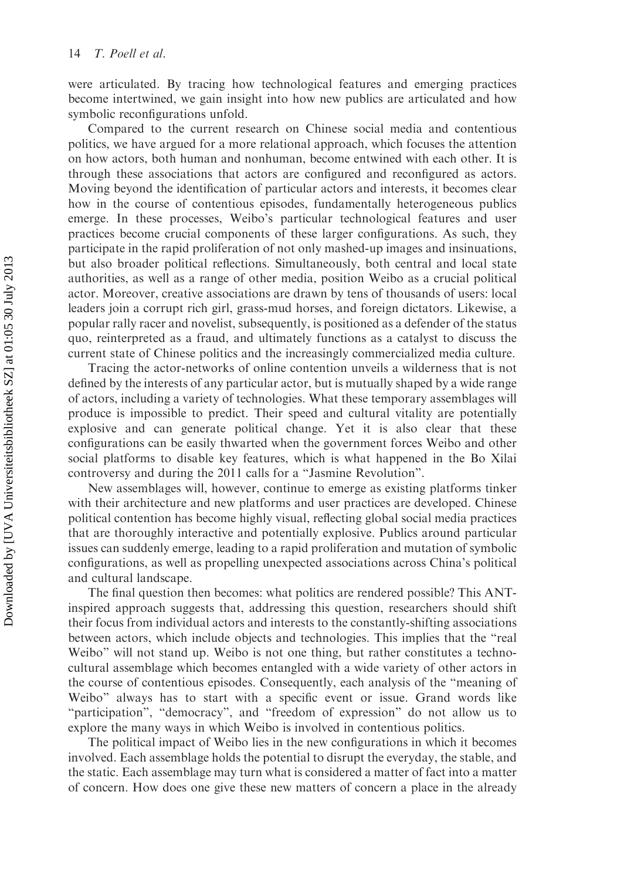were articulated. By tracing how technological features and emerging practices become intertwined, we gain insight into how new publics are articulated and how symbolic reconfigurations unfold.

Compared to the current research on Chinese social media and contentious politics, we have argued for a more relational approach, which focuses the attention on how actors, both human and nonhuman, become entwined with each other. It is through these associations that actors are configured and reconfigured as actors. Moving beyond the identification of particular actors and interests, it becomes clear how in the course of contentious episodes, fundamentally heterogeneous publics emerge. In these processes, Weibo's particular technological features and user practices become crucial components of these larger configurations. As such, they participate in the rapid proliferation of not only mashed-up images and insinuations, but also broader political reflections. Simultaneously, both central and local state authorities, as well as a range of other media, position Weibo as a crucial political actor. Moreover, creative associations are drawn by tens of thousands of users: local leaders join a corrupt rich girl, grass-mud horses, and foreign dictators. Likewise, a popular rally racer and novelist, subsequently, is positioned as a defender of the status quo, reinterpreted as a fraud, and ultimately functions as a catalyst to discuss the current state of Chinese politics and the increasingly commercialized media culture.

Tracing the actor-networks of online contention unveils a wilderness that is not defined by the interests of any particular actor, but is mutually shaped by a wide range of actors, including a variety of technologies. What these temporary assemblages will produce is impossible to predict. Their speed and cultural vitality are potentially explosive and can generate political change. Yet it is also clear that these configurations can be easily thwarted when the government forces Weibo and other social platforms to disable key features, which is what happened in the Bo Xilai controversy and during the 2011 calls for a "Jasmine Revolution".

New assemblages will, however, continue to emerge as existing platforms tinker with their architecture and new platforms and user practices are developed. Chinese political contention has become highly visual, reflecting global social media practices that are thoroughly interactive and potentially explosive. Publics around particular issues can suddenly emerge, leading to a rapid proliferation and mutation of symbolic configurations, as well as propelling unexpected associations across China's political and cultural landscape.

The final question then becomes: what politics are rendered possible? This ANT-inspired approach suggests that, addressing this question, researchers should shift their focus from individual actors and interests to the constantly-shifting associations between actors, which include objects and technologies. This implies that the "real Weibo" will not stand up. Weibo is not one thing, but rather constitutes a techno-cultural assemblage which becomes entangled with a wide variety of other actors in the course of contentious episodes. Consequently, each analysis of the "meaning of Weibo" always has to start with a specific event or issue. Grand words like "participation", "democracy", and "freedom of expression" do not allow us to explore the many ways in which Weibo is involved in contentious politics.

The political impact of Weibo lies in the new configurations in which it becomes involved. Each assemblage holds the potential to disrupt the everyday, the stable, and the static. Each assemblage may turn what is considered a matter of fact into a matter of concern. How does one give these new matters of concern a place in the already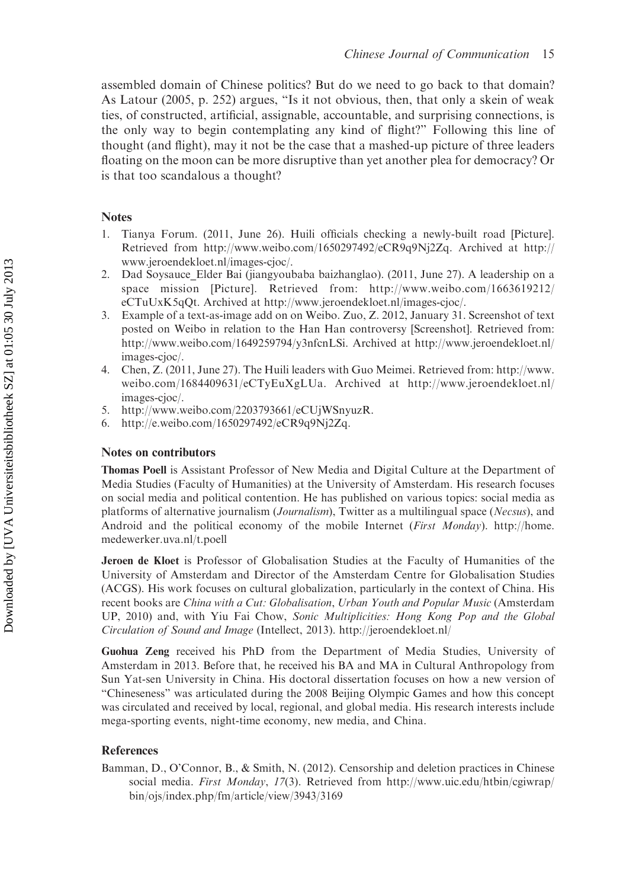assembled domain of Chinese politics? But do we need to go back to that domain? As Latour (2005, p. 252) argues, "Is it not obvious, then, that only a skein of weak ties, of constructed, artificial, assignable, accountable, and surprising connections, is the only way to begin contemplating any kind of flight?" Following this line of thought (and flight), may it not be the case that a mashed-up picture of three leaders floating on the moon can be more disruptive than yet another plea for democracy? Or is that too scandalous a thought?

## Notes

1. Tianya Forum. (2011, June 26). Huili officials checking a newly-built road [Picture]. Retrieved from http://www.weibo.com/1650297492/eCR9q9Nj2Zq. Archived at http://www.jeroendekloet.nl/images-cjoc/.
2. Dad Soysauce_Elder Bai (jiangyoubaba baizhanglao). (2011, June 27). A leadership on a space mission [Picture]. Retrieved from: http://www.weibo.com/1663619212/eCTuUxK5qQt. Archived at http://www.jeroendekloet.nl/images-cjoc/.
3. Example of a text-as-image add on on Weibo. Zuo, Z. 2012, January 31. Screenshot of text posted on Weibo in relation to the Han Han controversy [Screenshot]. Retrieved from: http://www.weibo.com/1649259794/y3nfcnLSi. Archived at http://www.jeroendekloet.nl/images-cjoc/.
4. Chen, Z. (2011, June 27). The Huili leaders with Guo Meimei. Retrieved from: http://www.weibo.com/1684409631/eCTyEuXgLUa. Archived at http://www.jeroendekloet.nl/images-cjoc/.
5. http://www.weibo.com/2203793661/eCUjWSnyuzR.
6. http://e.weibo.com/1650297492/eCR9q9Nj2Zq.

## Notes on contributors

**Thomas Poell** is Assistant Professor of New Media and Digital Culture at the Department of Media Studies (Faculty of Humanities) at the University of Amsterdam. His research focuses on social media and political contention. He has published on various topics: social media as platforms of alternative journalism (*Journalism*), Twitter as a multilingual space (*Necsus*), and Android and the political economy of the mobile Internet (*First Monday*). http://home.medewerker.uva.nl/t.poell

**Jeroen de Kloet** is Professor of Globalisation Studies at the Faculty of Humanities of the University of Amsterdam and Director of the Amsterdam Centre for Globalisation Studies (ACGS). His work focuses on cultural globalization, particularly in the context of China. His recent books are *China with a Cut: Globalisation, Urban Youth and Popular Music* (Amsterdam UP, 2010) and, with Yiu Fai Chow, *Sonic Multiplicities: Hong Kong Pop and the Global Circulation of Sound and Image* (Intellect, 2013). http://jeroendekloet.nl/

**Guohua Zeng** received his PhD from the Department of Media Studies, University of Amsterdam in 2013. Before that, he received his BA and MA in Cultural Anthropology from Sun Yat-sen University in China. His doctoral dissertation focuses on how a new version of "Chineseness" was articulated during the 2008 Beijing Olympic Games and how this concept was circulated and received by local, regional, and global media. His research interests include mega-sporting events, night-time economy, new media, and China.

## References

Bamman, D., O'Connor, B., & Smith, N. (2012). Censorship and deletion practices in Chinese social media. *First Monday*, *17*(3). Retrieved from http://www.uic.edu/htbin/cgiwrap/bin/ojs/index.php/fm/article/view/3943/3169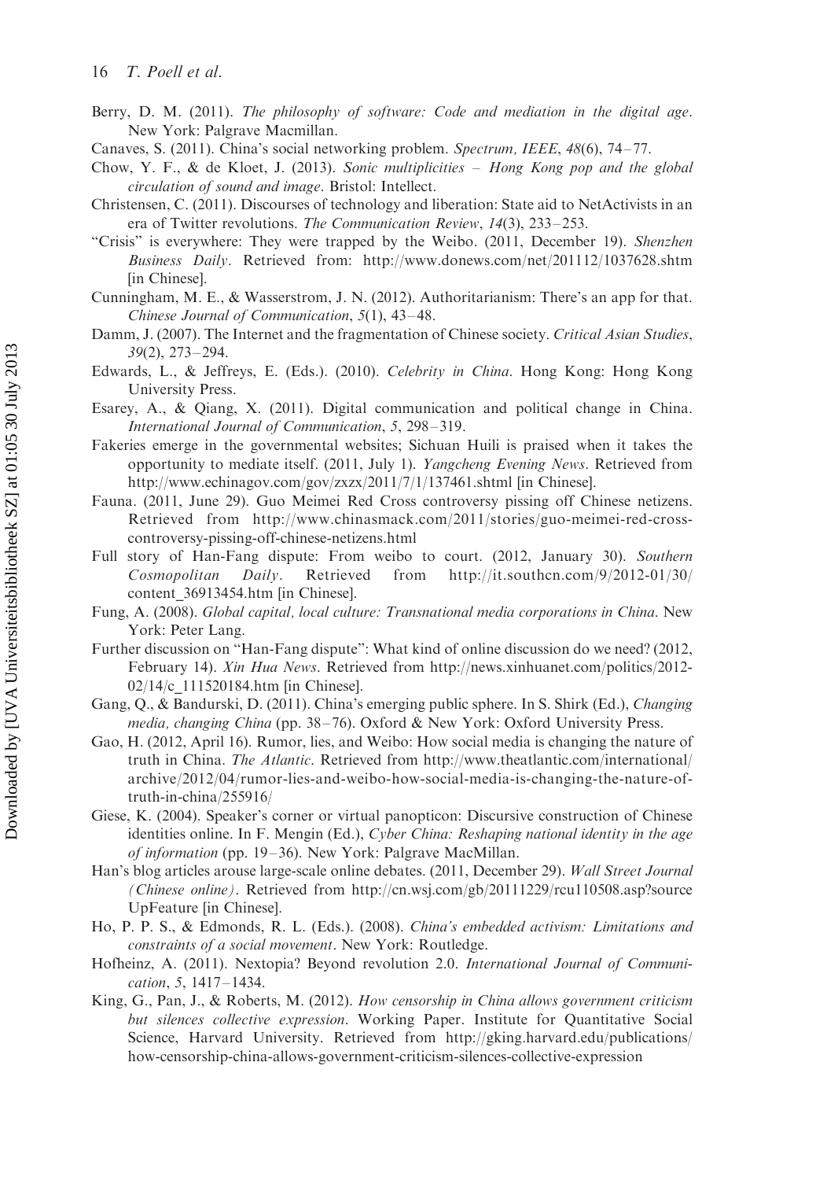Berry, D. M. (2011). *The philosophy of software: Code and mediation in the digital age*. New York: Palgrave Macmillan.

Canaves, S. (2011). China's social networking problem. *Spectrum, IEEE*, *48*(6), 74–77.

Chow, Y. F., & de Kloet, J. (2013). *Sonic multiplicities – Hong Kong pop and the global circulation of sound and image*. Bristol: Intellect.

Christensen, C. (2011). Discourses of technology and liberation: State aid to NetActivists in an era of Twitter revolutions. *The Communication Review*, *14*(3), 233–253.

"Crisis" is everywhere: They were trapped by the Weibo. (2011, December 19). *Shenzhen Business Daily*. Retrieved from: http://www.donews.com/net/201112/1037628.shtm [in Chinese].

Cunningham, M. E., & Wasserstrom, J. N. (2012). Authoritarianism: There's an app for that. *Chinese Journal of Communication*, *5*(1), 43–48.

Damm, J. (2007). The Internet and the fragmentation of Chinese society. *Critical Asian Studies*, *39*(2), 273–294.

Edwards, L., & Jeffreys, E. (Eds.). (2010). *Celebrity in China*. Hong Kong: Hong Kong University Press.

Esarey, A., & Qiang, X. (2011). Digital communication and political change in China. *International Journal of Communication*, *5*, 298–319.

Fakeries emerge in the governmental websites; Sichuan Huili is praised when it takes the opportunity to mediate itself. (2011, July 1). *Yangcheng Evening News*. Retrieved from http://www.echinagov.com/gov/zxzx/2011/7/1/137461.shtml [in Chinese].

Fauna. (2011, June 29). Guo Meimei Red Cross controversy pissing off Chinese netizens. Retrieved from http://www.chinasmack.com/2011/stories/guo-meimei-red-cross-controversy-pissing-off-chinese-netizens.html

Full story of Han-Fang dispute: From weibo to court. (2012, January 30). *Southern Cosmopolitan Daily*. Retrieved from http://it.southcn.com/9/2012-01/30/content_36913454.htm [in Chinese].

Fung, A. (2008). *Global capital, local culture: Transnational media corporations in China*. New York: Peter Lang.

Further discussion on "Han-Fang dispute": What kind of online discussion do we need? (2012, February 14). *Xin Hua News*. Retrieved from http://news.xinhuanet.com/politics/2012-02/14/c_111520184.htm [in Chinese].

Gang, Q., & Bandurski, D. (2011). China's emerging public sphere. In S. Shirk (Ed.), *Changing media, changing China* (pp. 38–76). Oxford & New York: Oxford University Press.

Gao, H. (2012, April 16). Rumor, lies, and Weibo: How social media is changing the nature of truth in China. *The Atlantic*. Retrieved from http://www.theatlantic.com/international/archive/2012/04/rumor-lies-and-weibo-how-social-media-is-changing-the-nature-of-truth-in-china/255916/

Giese, K. (2004). Speaker's corner or virtual panopticon: Discursive construction of Chinese identities online. In F. Mengin (Ed.), *Cyber China: Reshaping national identity in the age of information* (pp. 19–36). New York: Palgrave MacMillan.

Han's blog articles arouse large-scale online debates. (2011, December 29). *Wall Street Journal (Chinese online)*. Retrieved from http://cn.wsj.com/gb/20111229/rcu110508.asp?source UpFeature [in Chinese].

Ho, P. P. S., & Edmonds, R. L. (Eds.). (2008). *China's embedded activism: Limitations and constraints of a social movement*. New York: Routledge.

Hofheinz, A. (2011). Nextopia? Beyond revolution 2.0. *International Journal of Communication*, *5*, 1417–1434.

King, G., Pan, J., & Roberts, M. (2012). *How censorship in China allows government criticism but silences collective expression*. Working Paper. Institute for Quantitative Social Science, Harvard University. Retrieved from http://gking.harvard.edu/publications/how-censorship-china-allows-government-criticism-silences-collective-expression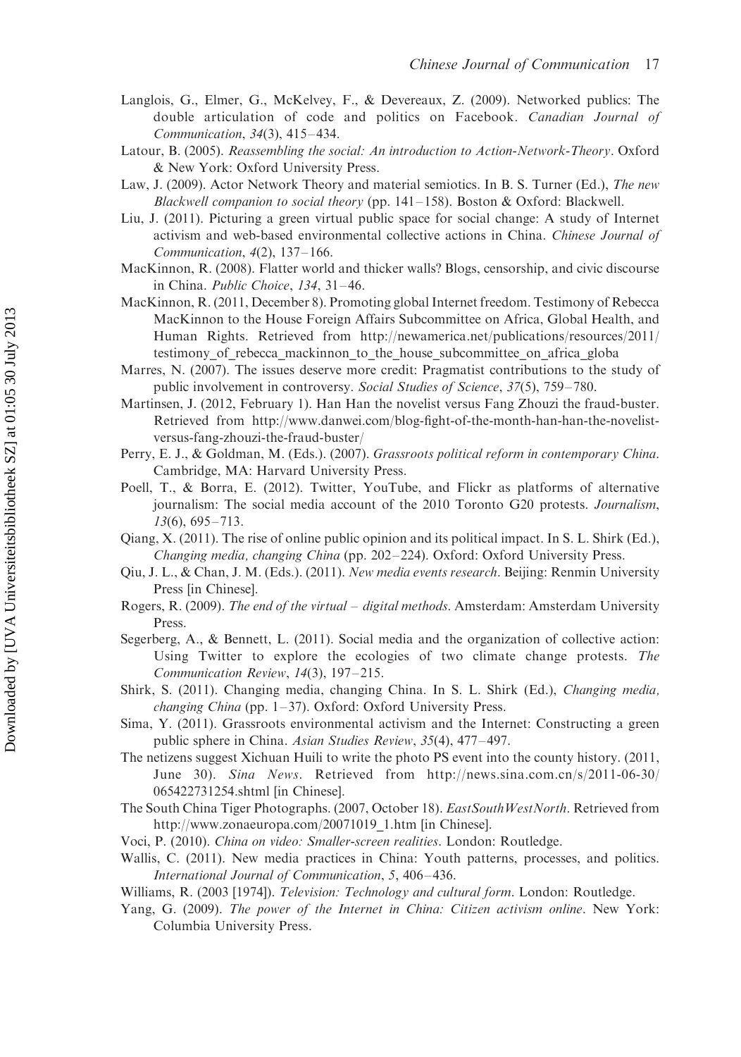Langlois, G., Elmer, G., McKelvey, F., & Devereaux, Z. (2009). Networked publics: The double articulation of code and politics on Facebook. *Canadian Journal of Communication*, *34*(3), 415–434.

Latour, B. (2005). *Reassembling the social: An introduction to Action-Network-Theory*. Oxford & New York: Oxford University Press.

Law, J. (2009). Actor Network Theory and material semiotics. In B. S. Turner (Ed.), *The new Blackwell companion to social theory* (pp. 141–158). Boston & Oxford: Blackwell.

Liu, J. (2011). Picturing a green virtual public space for social change: A study of Internet activism and web-based environmental collective actions in China. *Chinese Journal of Communication*, *4*(2), 137–166.

MacKinnon, R. (2008). Flatter world and thicker walls? Blogs, censorship, and civic discourse in China. *Public Choice*, *134*, 31–46.

MacKinnon, R. (2011, December 8). Promoting global Internet freedom. Testimony of Rebecca MacKinnon to the House Foreign Affairs Subcommittee on Africa, Global Health, and Human Rights. Retrieved from http://newamerica.net/publications/resources/2011/testimony_of_rebecca_mackinnon_to_the_house_subcommittee_on_africa_globa

Marres, N. (2007). The issues deserve more credit: Pragmatist contributions to the study of public involvement in controversy. *Social Studies of Science*, *37*(5), 759–780.

Martinsen, J. (2012, February 1). Han Han the novelist versus Fang Zhouzi the fraud-buster. Retrieved from http://www.danwei.com/blog-fight-of-the-month-han-han-the-novelist-versus-fang-zhouzi-the-fraud-buster/

Perry, E. J., & Goldman, M. (Eds.). (2007). *Grassroots political reform in contemporary China*. Cambridge, MA: Harvard University Press.

Poell, T., & Borra, E. (2012). Twitter, YouTube, and Flickr as platforms of alternative journalism: The social media account of the 2010 Toronto G20 protests. *Journalism*, *13*(6), 695–713.

Qiang, X. (2011). The rise of online public opinion and its political impact. In S. L. Shirk (Ed.), *Changing media, changing China* (pp. 202–224). Oxford: Oxford University Press.

Qiu, J. L., & Chan, J. M. (Eds.). (2011). *New media events research*. Beijing: Renmin University Press [in Chinese].

Rogers, R. (2009). *The end of the virtual – digital methods*. Amsterdam: Amsterdam University Press.

Segerberg, A., & Bennett, L. (2011). Social media and the organization of collective action: Using Twitter to explore the ecologies of two climate change protests. *The Communication Review*, *14*(3), 197–215.

Shirk, S. (2011). Changing media, changing China. In S. L. Shirk (Ed.), *Changing media, changing China* (pp. 1–37). Oxford: Oxford University Press.

Sima, Y. (2011). Grassroots environmental activism and the Internet: Constructing a green public sphere in China. *Asian Studies Review*, *35*(4), 477–497.

The netizens suggest Xichuan Huili to write the photo PS event into the county history. (2011, June 30). *Sina News*. Retrieved from http://news.sina.com.cn/s/2011-06-30/065422731254.shtml [in Chinese].

The South China Tiger Photographs. (2007, October 18). *EastSouthWestNorth*. Retrieved from http://www.zonaeuropa.com/20071019_1.htm [in Chinese].

Voci, P. (2010). *China on video: Smaller-screen realities*. London: Routledge.

Wallis, C. (2011). New media practices in China: Youth patterns, processes, and politics. *International Journal of Communication*, *5*, 406–436.

Williams, R. (2003 [1974]). *Television: Technology and cultural form*. London: Routledge.

Yang, G. (2009). *The power of the Internet in China: Citizen activism online*. New York: Columbia University Press.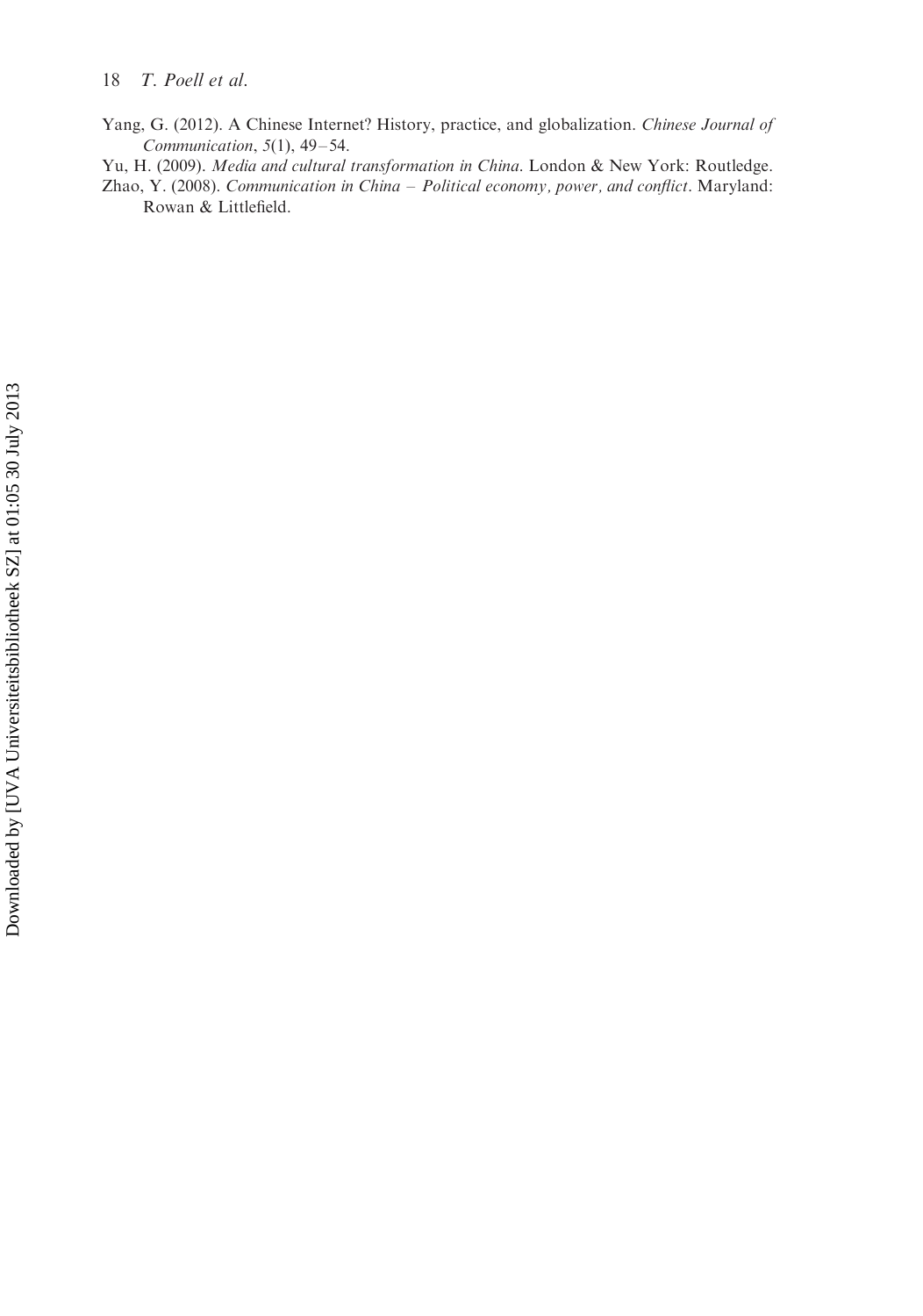Yang, G. (2012). A Chinese Internet? History, practice, and globalization. *Chinese Journal of Communication*, *5*(1), 49–54.

Yu, H. (2009). *Media and cultural transformation in China*. London & New York: Routledge.

Zhao, Y. (2008). *Communication in China – Political economy, power, and conflict*. Maryland: Rowan & Littlefield.